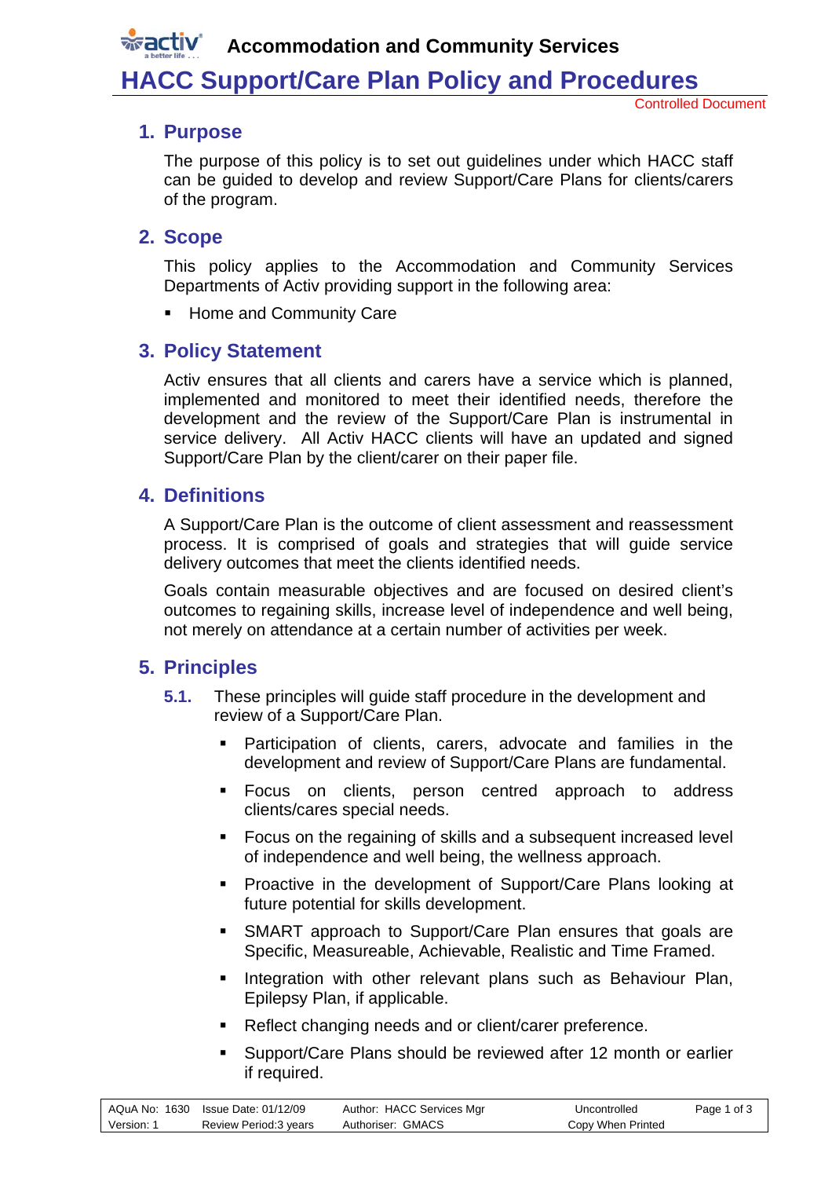# Accommodation and Community Services

# HACC Support/Care Plan Policy and Procedures

Controlled Document

## 1. Purpose

The purpose of this policy is to set out guidelines under which HACC staff can be guided to develop and review Support/Care Plans for clients/carers of the program.

## 2. Scope

This policy applies to the Accommodation and Community Services Departments of Activ providing support in the following area:

- Home and Community Care

## 3. Policy Statement

Activ ensures that all clients and carers have a service which is planned, implemented and monitored to meet their identified needs, therefore the development and the review of the Support/Care Plan is instrumental in service delivery. All Activ HACC clients will have an updated and signed Support/Care Plan by the client/carer on their paper file.

## 4. Definitions

A Support/Care Plan is the outcome of client assessment and reassessment process. It is comprised of goals and strategies that will guide service delivery outcomes that meet the clients identified needs.

Goals contain measurable objectives and are focused on desired client's outcomes to regaining skills, increase level of independence and well being, not merely on attendance at a certain number of activities per week.

## 5. Principles

**5.1.** These principles will guide staff procedure in the development and review of a Support/Care Plan.

- Participation of clients, carers, advocate and families in the development and review of Support/Care Plans are fundamental.
- Focus on clients, person centred approach to address clients/cares special needs.
- Focus on the regaining of skills and a subsequent increased level of independence and well being, the wellness approach.
- Proactive in the development of Support/Care Plans looking at future potential for skills development.
- SMART approach to Support/Care Plan ensures that goals are Specific, Measureable, Achievable, Realistic and Time Framed.
- Integration with other relevant plans such as Behaviour Plan, Epilepsy Plan, if applicable.
- Reflect changing needs and or client/carer preference.
- Support/Care Plans should be reviewed after 12 month or earlier if required.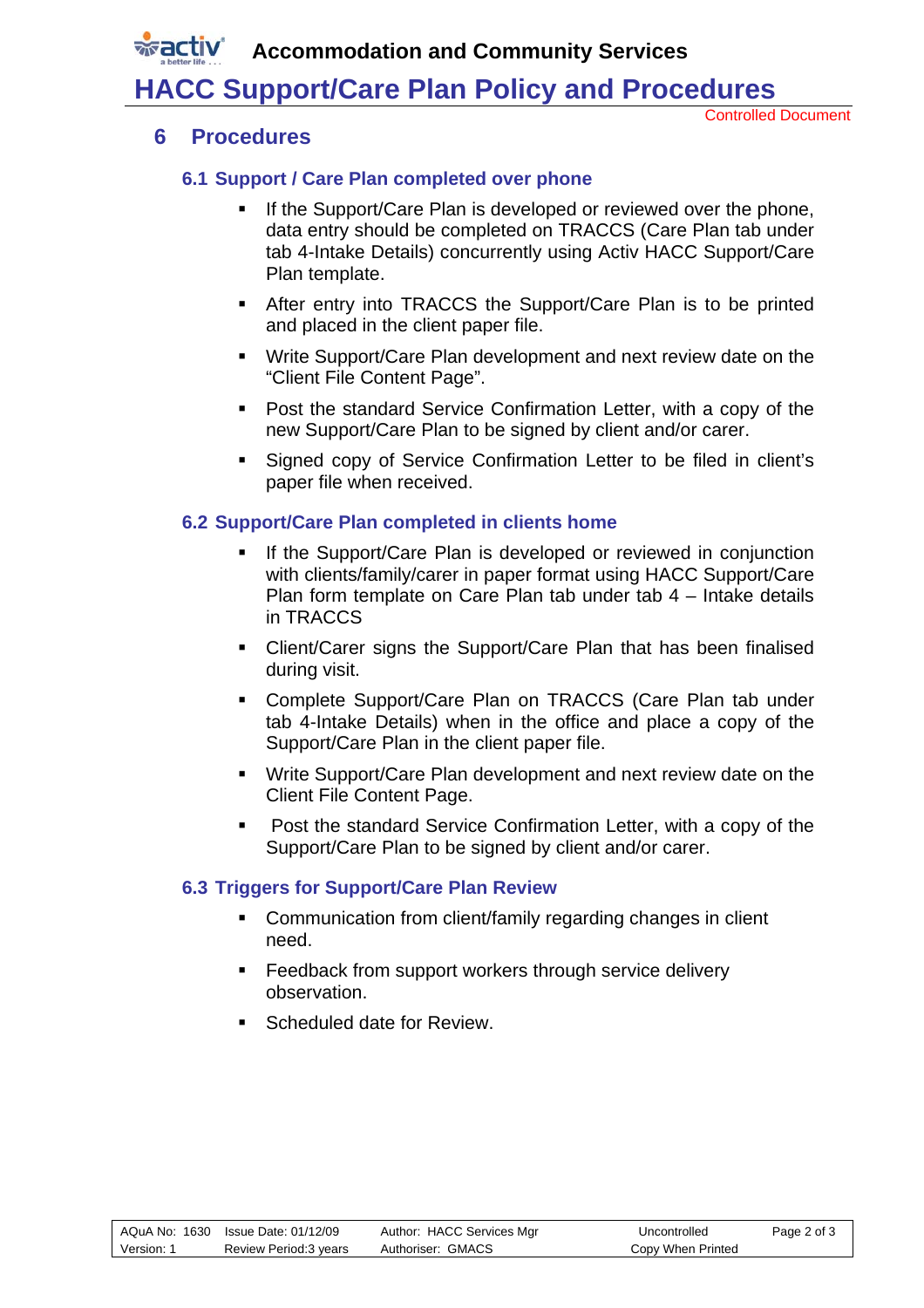## 6 Procedures

### 6.1 Support / Care Plan completed over phone

- If the Support/Care Plan is developed or reviewed over the phone, data entry should be completed on TRACCS (Care Plan tab under tab 4-Intake Details) concurrently using Activ HACC Support/Care Plan template.
- After entry into TRACCS the Support/Care Plan is to be printed and placed in the client paper file.
- Write Support/Care Plan development and next review date on the "Client File Content Page".
- Post the standard Service Confirmation Letter, with a copy of the new Support/Care Plan to be signed by client and/or carer.
- Signed copy of Service Confirmation Letter to be filed in client's paper file when received.

### 6.2 Support/Care Plan completed in clients home

- If the Support/Care Plan is developed or reviewed in conjunction with clients/family/carer in paper format using HACC Support/Care Plan form template on Care Plan tab under tab 4 – Intake details in TRACCS
- Client/Carer signs the Support/Care Plan that has been finalised during visit.
- Complete Support/Care Plan on TRACCS (Care Plan tab under tab 4-Intake Details) when in the office and place a copy of the Support/Care Plan in the client paper file.
- Write Support/Care Plan development and next review date on the Client File Content Page.
- Post the standard Service Confirmation Letter, with a copy of the Support/Care Plan to be signed by client and/or carer.

### 6.3 Triggers for Support/Care Plan Review

- Communication from client/family regarding changes in client need.
- Feedback from support workers through service delivery observation.
- Scheduled date for Review.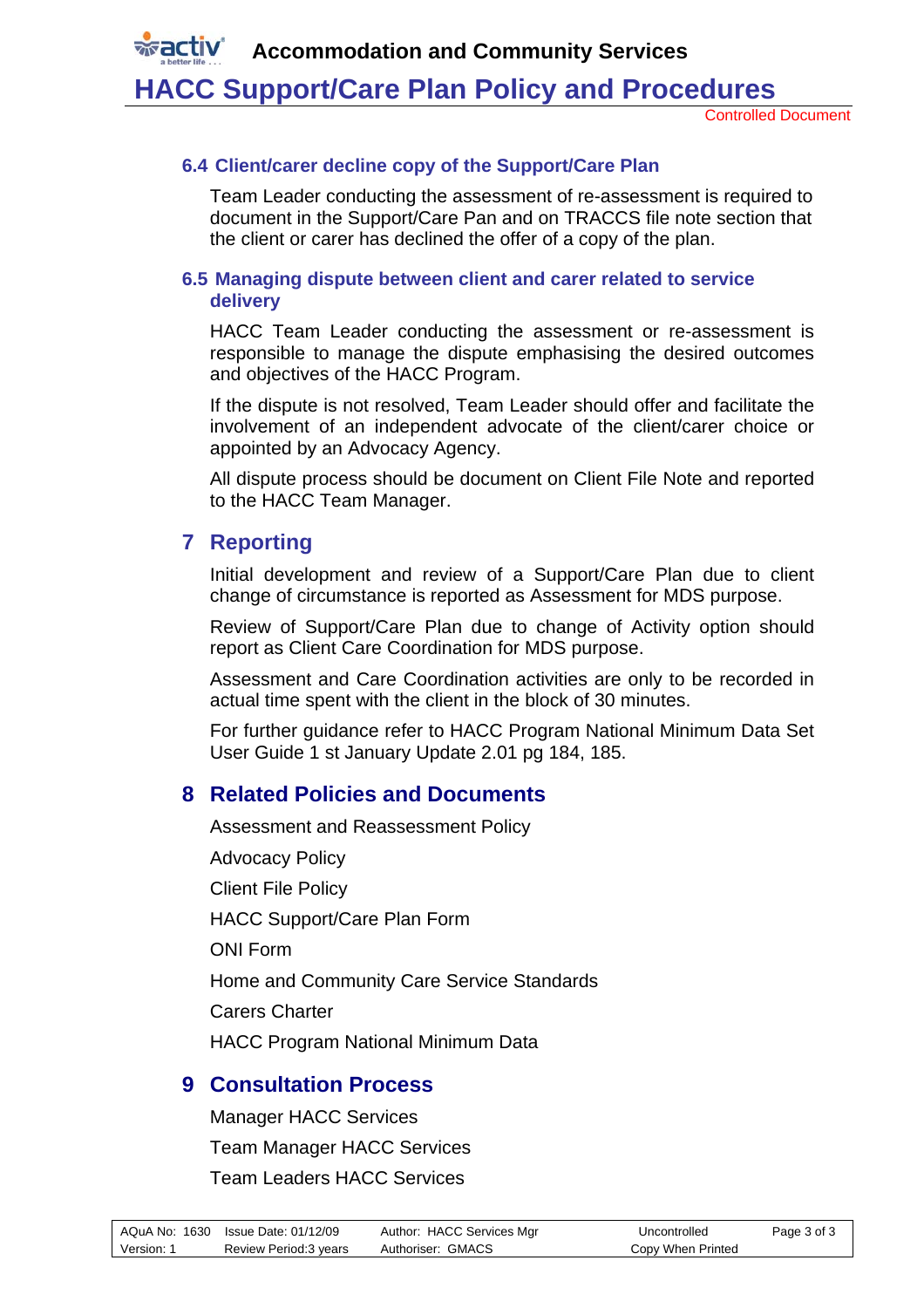### 6.4 Client/carer decline copy of the Support/Care Plan

Team Leader conducting the assessment of re-assessment is required to document in the Support/Care Pan and on TRACCS file note section that the client or carer has declined the offer of a copy of the plan.

### 6.5 Managing dispute between client and carer related to service delivery

HACC Team Leader conducting the assessment or re-assessment is responsible to manage the dispute emphasising the desired outcomes and objectives of the HACC Program.

If the dispute is not resolved, Team Leader should offer and facilitate the involvement of an independent advocate of the client/carer choice or appointed by an Advocacy Agency.

All dispute process should be document on Client File Note and reported to the HACC Team Manager.

## 7 Reporting

Initial development and review of a Support/Care Plan due to client change of circumstance is reported as Assessment for MDS purpose.

Review of Support/Care Plan due to change of Activity option should report as Client Care Coordination for MDS purpose.

Assessment and Care Coordination activities are only to be recorded in actual time spent with the client in the block of 30 minutes.

For further guidance refer to HACC Program National Minimum Data Set User Guide 1 st January Update 2.01 pg 184, 185.

## 8 Related Policies and Documents

Assessment and Reassessment Policy

Advocacy Policy

Client File Policy

HACC Support/Care Plan Form

ONI Form

Home and Community Care Service Standards

Carers Charter

HACC Program National Minimum Data

## 9 Consultation Process

Manager HACC Services

Team Manager HACC Services

Team Leaders HACC Services